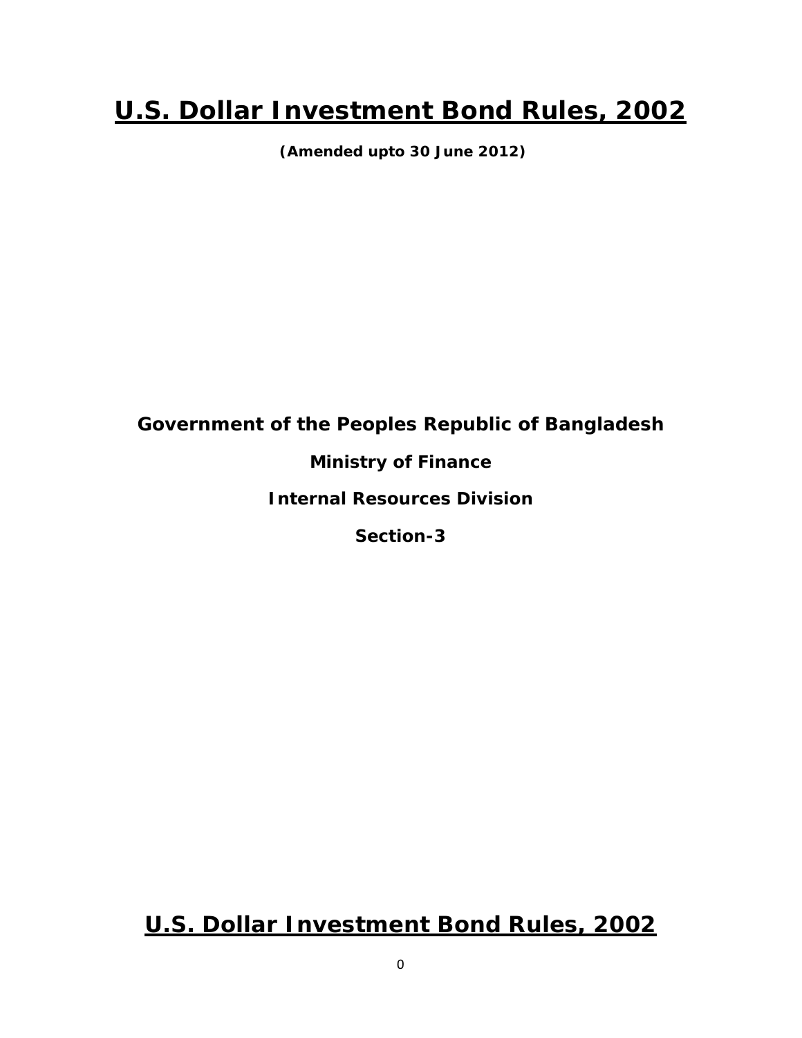# U.S. Dollar Investment Bond Rules, 2002

**(Amended upto 30 June 2012)**

**Government of the Peoples Republic of Bangladesh**

**Ministry of Finance**

**Internal Resources Division**

**Section-3**

# U.S. Dollar Investment Bond Rules, 2002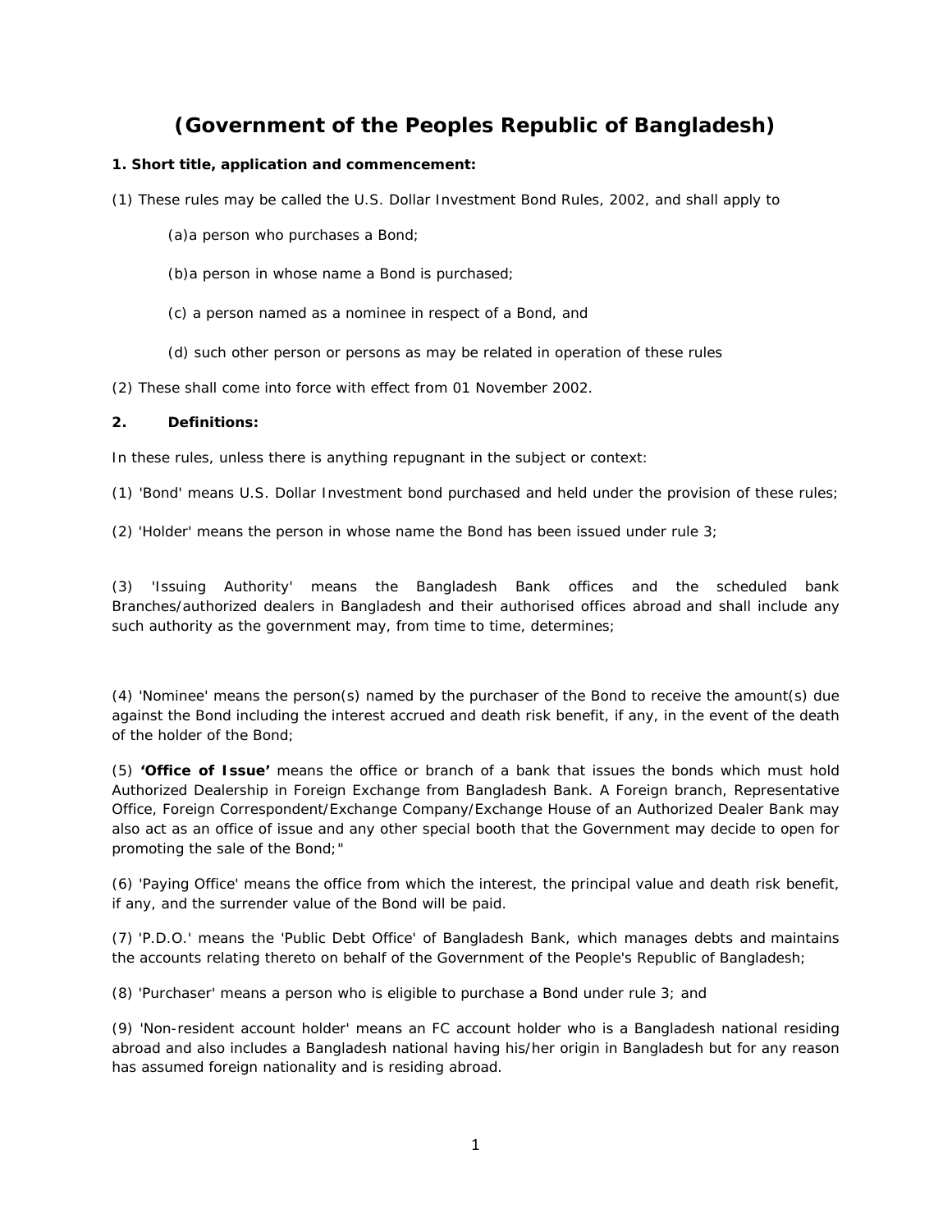# (Government of the Peoples Republic of Bangladesh)

**1. Short title, application and commencement:**

(1) These rules may be called the U.S. Dollar Investment Bond Rules, 2002, and shall apply to

(a)a person who purchases a Bond;

(b)a person in whose name a Bond is purchased;

(c) a person named as a nominee in respect of a Bond, and

(d) such other person or persons as may be related in operation of these rules

(2) These shall come into force with effect from 01 November 2002.

**2. Definitions:**

In these rules, unless there is anything repugnant in the subject or context:

(1) 'Bond' means U.S. Dollar Investment bond purchased and held under the provision of these rules;

(2) 'Holder' means the person in whose name the Bond has been issued under rule 3;

(3) 'Issuing Authority' means the Bangladesh Bank offices and the scheduled bank Branches/authorized dealers in Bangladesh and their authorised offices abroad and shall include any such authority as the government may, from time to time, determines;

(4) 'Nominee' means the person(s) named by the purchaser of the Bond to receive the amount(s) due against the Bond including the interest accrued and death risk benefit, if any, in the event of the death of the holder of the Bond;

(5) **'Office of Issue'** means the office or branch of a bank that issues the bonds which must hold Authorized Dealership in Foreign Exchange from Bangladesh Bank. A Foreign branch, Representative Office, Foreign Correspondent/Exchange Company/Exchange House of an Authorized Dealer Bank may also act as an office of issue and any other special booth that the Government may decide to open for promoting the sale of the Bond;"

(6) 'Paying Office' means the office from which the interest, the principal value and death risk benefit, if any, and the surrender value of the Bond will be paid.

(7) 'P.D.O.' means the 'Public Debt Office' of Bangladesh Bank, which manages debts and maintains the accounts relating thereto on behalf of the Government of the People's Republic of Bangladesh;

(8) 'Purchaser' means a person who is eligible to purchase a Bond under rule 3; and

(9) 'Non-resident account holder' means an FC account holder who is a Bangladesh national residing abroad and also includes a Bangladesh national having his/her origin in Bangladesh but for any reason has assumed foreign nationality and is residing abroad.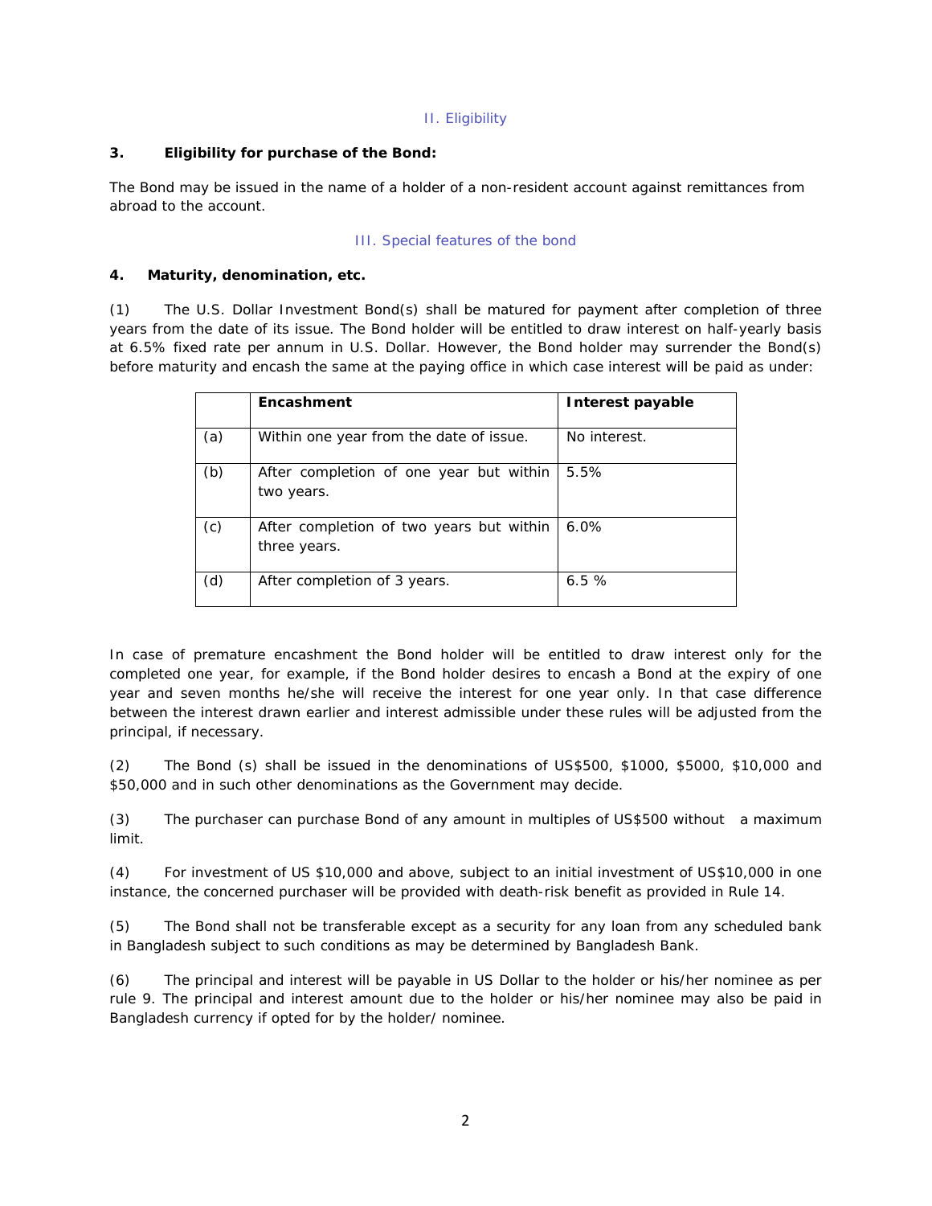## II. Eligibility

**3. Eligibility for purchase of the Bond:**

The Bond may be issued in the name of a holder of a non-resident account against remittances from abroad to the account.

## III. Special features of the bond

**4. Maturity, denomination, etc.**

(1) The U.S. Dollar Investment Bond(s) shall be matured for payment after completion of three years from the date of its issue. The Bond holder will be entitled to draw interest on half-yearly basis at 6.5% fixed rate per annum in U.S. Dollar. However, the Bond holder may surrender the Bond(s) before maturity and encash the same at the paying office in which case interest will be paid as under:

| | **Encashment** | **Interest payable** |
|---|---|---|
| (a) | Within one year from the date of issue. | No interest. |
| (b) | After completion of one year but within two years. | 5.5% |
| (c) | After completion of two years but within three years. | 6.0% |
| (d) | After completion of 3 years. | 6.5 % |

In case of premature encashment the Bond holder will be entitled to draw interest only for the completed one year, for example, if the Bond holder desires to encash a Bond at the expiry of one year and seven months he/she will receive the interest for one year only. In that case difference between the interest drawn earlier and interest admissible under these rules will be adjusted from the principal, if necessary.

(2) The Bond (s) shall be issued in the denominations of US$500, $1000, $5000, $10,000 and $50,000 and in such other denominations as the Government may decide.

(3) The purchaser can purchase Bond of any amount in multiples of US$500 without a maximum limit.

(4) For investment of US $10,000 and above, subject to an initial investment of US$10,000 in one instance, the concerned purchaser will be provided with death-risk benefit as provided in Rule 14.

(5) The Bond shall not be transferable except as a security for any loan from any scheduled bank in Bangladesh subject to such conditions as may be determined by Bangladesh Bank.

(6) The principal and interest will be payable in US Dollar to the holder or his/her nominee as per rule 9. The principal and interest amount due to the holder or his/her nominee may also be paid in Bangladesh currency if opted for by the holder/ nominee.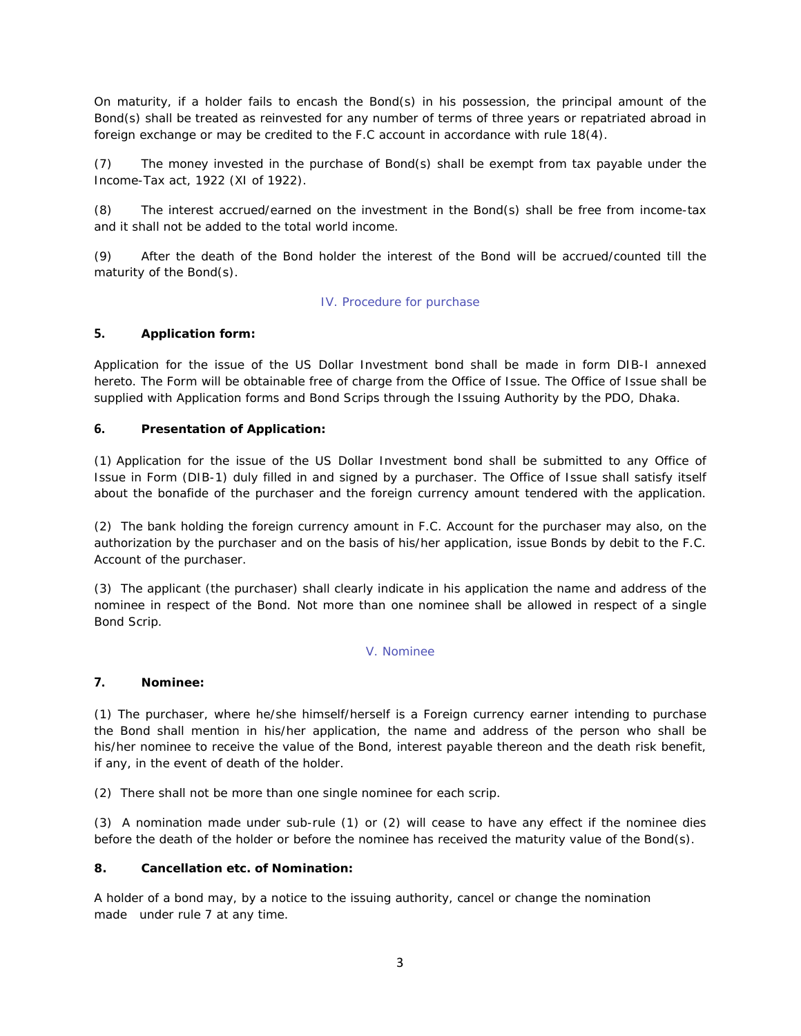On maturity, if a holder fails to encash the Bond(s) in his possession, the principal amount of the Bond(s) shall be treated as reinvested for any number of terms of three years or repatriated abroad in foreign exchange or may be credited to the F.C account in accordance with rule 18(4).

(7) The money invested in the purchase of Bond(s) shall be exempt from tax payable under the Income-Tax act, 1922 (XI of 1922).

(8) The interest accrued/earned on the investment in the Bond(s) shall be free from income-tax and it shall not be added to the total world income.

(9) After the death of the Bond holder the interest of the Bond will be accrued/counted till the maturity of the Bond(s).

## IV. Procedure for purchase

**5. Application form:**

Application for the issue of the US Dollar Investment bond shall be made in form DIB-I annexed hereto. The Form will be obtainable free of charge from the Office of Issue. The Office of Issue shall be supplied with Application forms and Bond Scrips through the Issuing Authority by the PDO, Dhaka.

**6. Presentation of Application:**

(1) Application for the issue of the US Dollar Investment bond shall be submitted to any Office of Issue in Form (DIB-1) duly filled in and signed by a purchaser. The Office of Issue shall satisfy itself about the bonafide of the purchaser and the foreign currency amount tendered with the application.

(2) The bank holding the foreign currency amount in F.C. Account for the purchaser may also, on the authorization by the purchaser and on the basis of his/her application, issue Bonds by debit to the F.C. Account of the purchaser.

(3) The applicant (the purchaser) shall clearly indicate in his application the name and address of the nominee in respect of the Bond. Not more than one nominee shall be allowed in respect of a single Bond Scrip.

## V. Nominee

**7. Nominee:**

(1) The purchaser, where he/she himself/herself is a Foreign currency earner intending to purchase the Bond shall mention in his/her application, the name and address of the person who shall be his/her nominee to receive the value of the Bond, interest payable thereon and the death risk benefit, if any, in the event of death of the holder.

(2) There shall not be more than one single nominee for each scrip.

(3) A nomination made under sub-rule (1) or (2) will cease to have any effect if the nominee dies before the death of the holder or before the nominee has received the maturity value of the Bond(s).

**8. Cancellation etc. of Nomination:**

A holder of a bond may, by a notice to the issuing authority, cancel or change the nomination made under rule 7 at any time.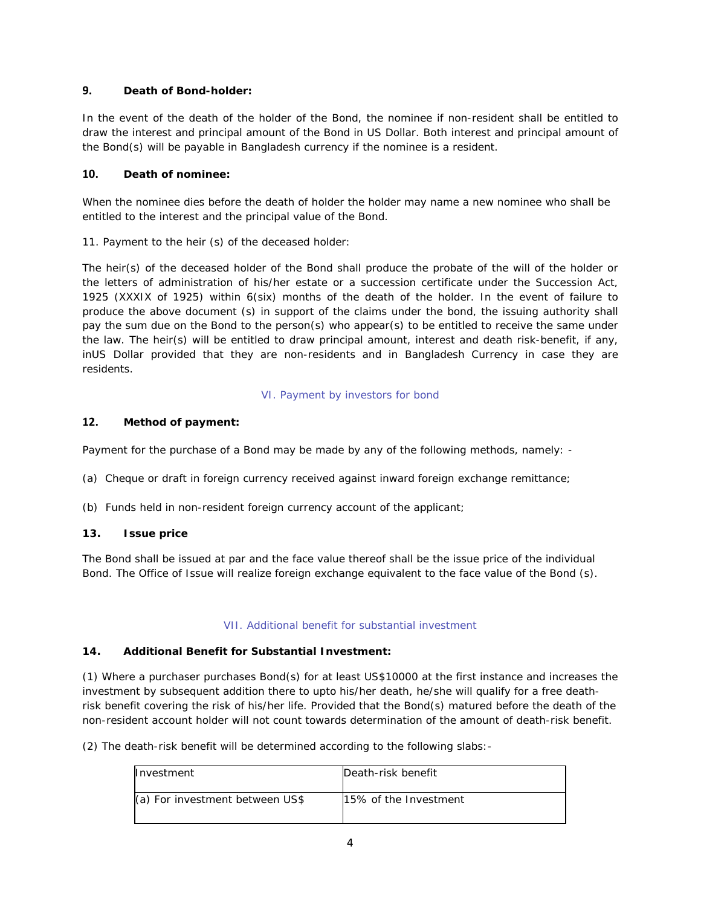**9. Death of Bond-holder:**

In the event of the death of the holder of the Bond, the nominee if non-resident shall be entitled to draw the interest and principal amount of the Bond in US Dollar. Both interest and principal amount of the Bond(s) will be payable in Bangladesh currency if the nominee is a resident.

**10. Death of nominee:**

When the nominee dies before the death of holder the holder may name a new nominee who shall be entitled to the interest and the principal value of the Bond.

11. Payment to the heir (s) of the deceased holder:

The heir(s) of the deceased holder of the Bond shall produce the probate of the will of the holder or the letters of administration of his/her estate or a succession certificate under the Succession Act, 1925 (XXXIX of 1925) within 6(six) months of the death of the holder. In the event of failure to produce the above document (s) in support of the claims under the bond, the issuing authority shall pay the sum due on the Bond to the person(s) who appear(s) to be entitled to receive the same under the law. The heir(s) will be entitled to draw principal amount, interest and death risk-benefit, if any, inUS Dollar provided that they are non-residents and in Bangladesh Currency in case they are residents.

## VI. Payment by investors for bond

**12. Method of payment:**

Payment for the purchase of a Bond may be made by any of the following methods, namely: -

(a) Cheque or draft in foreign currency received against inward foreign exchange remittance;

(b) Funds held in non-resident foreign currency account of the applicant;

**13. Issue price**

The Bond shall be issued at par and the face value thereof shall be the issue price of the individual Bond. The Office of Issue will realize foreign exchange equivalent to the face value of the Bond (s).

## VII. Additional benefit for substantial investment

**14. Additional Benefit for Substantial Investment:**

(1) Where a purchaser purchases Bond(s) for at least US$10000 at the first instance and increases the investment by subsequent addition there to upto his/her death, he/she will qualify for a free death-risk benefit covering the risk of his/her life. Provided that the Bond(s) matured before the death of the non-resident account holder will not count towards determination of the amount of death-risk benefit.

(2) The death-risk benefit will be determined according to the following slabs:-

| Investment | Death-risk benefit |
|---|---|
| (a) For investment between US$ | 15% of the Investment |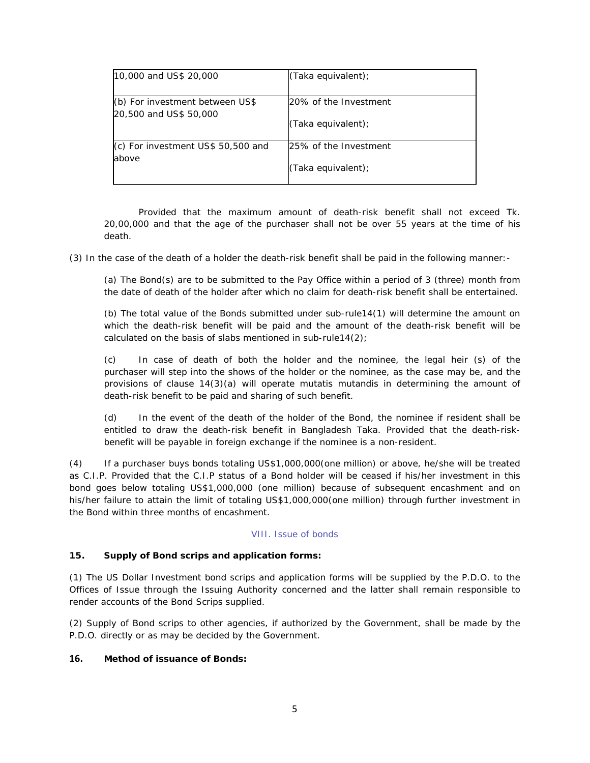| 10,000 and US$ 20,000 | (Taka equivalent); |
|---|---|
| (b) For investment between US$ 20,500 and US$ 50,000 | 20% of the Investment (Taka equivalent); |
| (c) For investment US$ 50,500 and above | 25% of the Investment (Taka equivalent); |

Provided that the maximum amount of death-risk benefit shall not exceed Tk. 20,00,000 and that the age of the purchaser shall not be over 55 years at the time of his death.

(3) In the case of the death of a holder the death-risk benefit shall be paid in the following manner:-

(a) The Bond(s) are to be submitted to the Pay Office within a period of 3 (three) month from the date of death of the holder after which no claim for death-risk benefit shall be entertained.

(b) The total value of the Bonds submitted under sub-rule14(1) will determine the amount on which the death-risk benefit will be paid and the amount of the death-risk benefit will be calculated on the basis of slabs mentioned in sub-rule14(2);

(c) In case of death of both the holder and the nominee, the legal heir (s) of the purchaser will step into the shows of the holder or the nominee, as the case may be, and the provisions of clause 14(3)(a) will operate mutatis mutandis in determining the amount of death-risk benefit to be paid and sharing of such benefit.

(d) In the event of the death of the holder of the Bond, the nominee if resident shall be entitled to draw the death-risk benefit in Bangladesh Taka. Provided that the death-risk-benefit will be payable in foreign exchange if the nominee is a non-resident.

(4) If a purchaser buys bonds totaling US$1,000,000(one million) or above, he/she will be treated as C.I.P. Provided that the C.I.P status of a Bond holder will be ceased if his/her investment in this bond goes below totaling US$1,000,000 (one million) because of subsequent encashment and on his/her failure to attain the limit of totaling US$1,000,000(one million) through further investment in the Bond within three months of encashment.

## VIII. Issue of bonds

**15. Supply of Bond scrips and application forms:**

(1) The US Dollar Investment bond scrips and application forms will be supplied by the P.D.O. to the Offices of Issue through the Issuing Authority concerned and the latter shall remain responsible to render accounts of the Bond Scrips supplied.

(2) Supply of Bond scrips to other agencies, if authorized by the Government, shall be made by the P.D.O. directly or as may be decided by the Government.

**16. Method of issuance of Bonds:**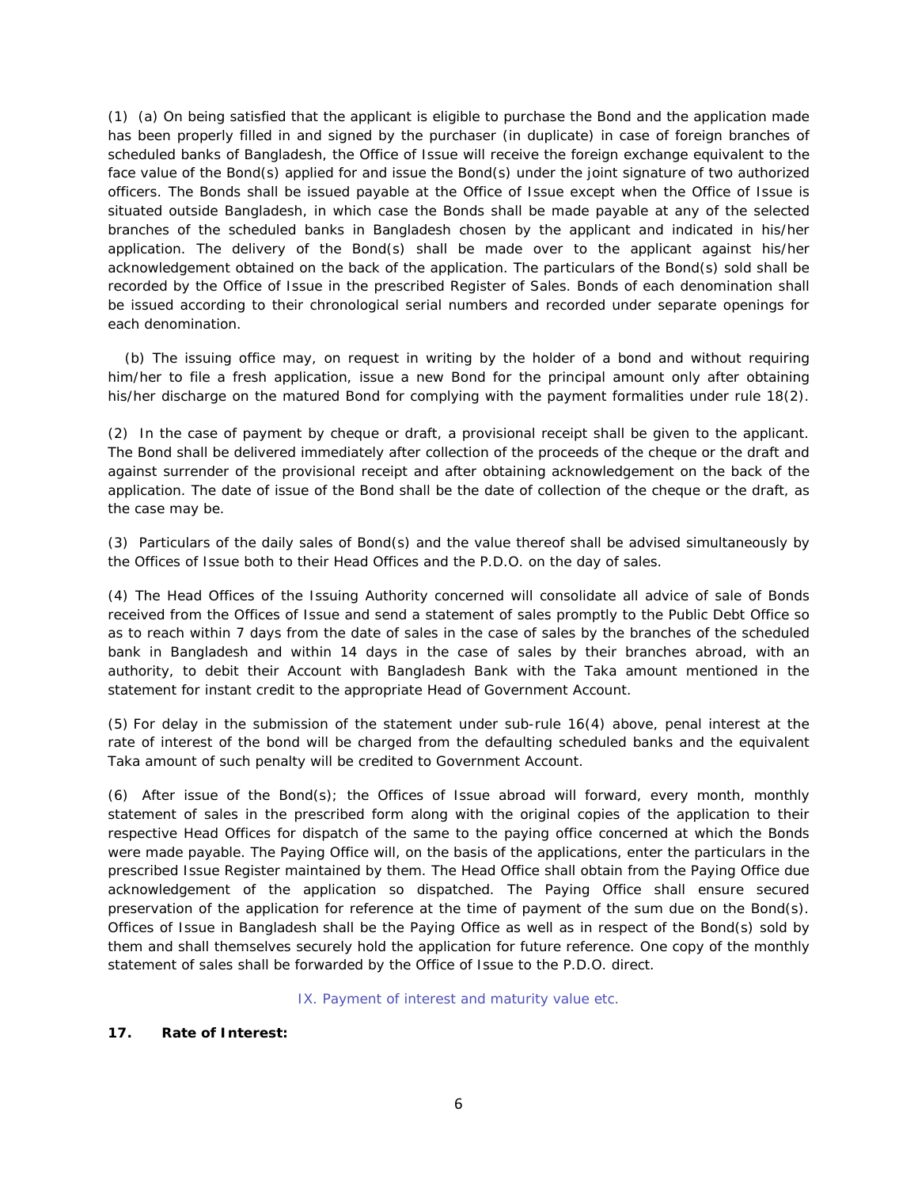(1) (a) On being satisfied that the applicant is eligible to purchase the Bond and the application made has been properly filled in and signed by the purchaser (in duplicate) in case of foreign branches of scheduled banks of Bangladesh, the Office of Issue will receive the foreign exchange equivalent to the face value of the Bond(s) applied for and issue the Bond(s) under the joint signature of two authorized officers. The Bonds shall be issued payable at the Office of Issue except when the Office of Issue is situated outside Bangladesh, in which case the Bonds shall be made payable at any of the selected branches of the scheduled banks in Bangladesh chosen by the applicant and indicated in his/her application. The delivery of the Bond(s) shall be made over to the applicant against his/her acknowledgement obtained on the back of the application. The particulars of the Bond(s) sold shall be recorded by the Office of Issue in the prescribed Register of Sales. Bonds of each denomination shall be issued according to their chronological serial numbers and recorded under separate openings for each denomination.

(b) The issuing office may, on request in writing by the holder of a bond and without requiring him/her to file a fresh application, issue a new Bond for the principal amount only after obtaining his/her discharge on the matured Bond for complying with the payment formalities under rule 18(2).

(2) In the case of payment by cheque or draft, a provisional receipt shall be given to the applicant. The Bond shall be delivered immediately after collection of the proceeds of the cheque or the draft and against surrender of the provisional receipt and after obtaining acknowledgement on the back of the application. The date of issue of the Bond shall be the date of collection of the cheque or the draft, as the case may be.

(3) Particulars of the daily sales of Bond(s) and the value thereof shall be advised simultaneously by the Offices of Issue both to their Head Offices and the P.D.O. on the day of sales.

(4) The Head Offices of the Issuing Authority concerned will consolidate all advice of sale of Bonds received from the Offices of Issue and send a statement of sales promptly to the Public Debt Office so as to reach within 7 days from the date of sales in the case of sales by the branches of the scheduled bank in Bangladesh and within 14 days in the case of sales by their branches abroad, with an authority, to debit their Account with Bangladesh Bank with the Taka amount mentioned in the statement for instant credit to the appropriate Head of Government Account.

(5) For delay in the submission of the statement under sub-rule 16(4) above, penal interest at the rate of interest of the bond will be charged from the defaulting scheduled banks and the equivalent Taka amount of such penalty will be credited to Government Account.

(6) After issue of the Bond(s); the Offices of Issue abroad will forward, every month, monthly statement of sales in the prescribed form along with the original copies of the application to their respective Head Offices for dispatch of the same to the paying office concerned at which the Bonds were made payable. The Paying Office will, on the basis of the applications, enter the particulars in the prescribed Issue Register maintained by them. The Head Office shall obtain from the Paying Office due acknowledgement of the application so dispatched. The Paying Office shall ensure secured preservation of the application for reference at the time of payment of the sum due on the Bond(s). Offices of Issue in Bangladesh shall be the Paying Office as well as in respect of the Bond(s) sold by them and shall themselves securely hold the application for future reference. One copy of the monthly statement of sales shall be forwarded by the Office of Issue to the P.D.O. direct.

## IX. Payment of interest and maturity value etc.

**17. Rate of Interest:**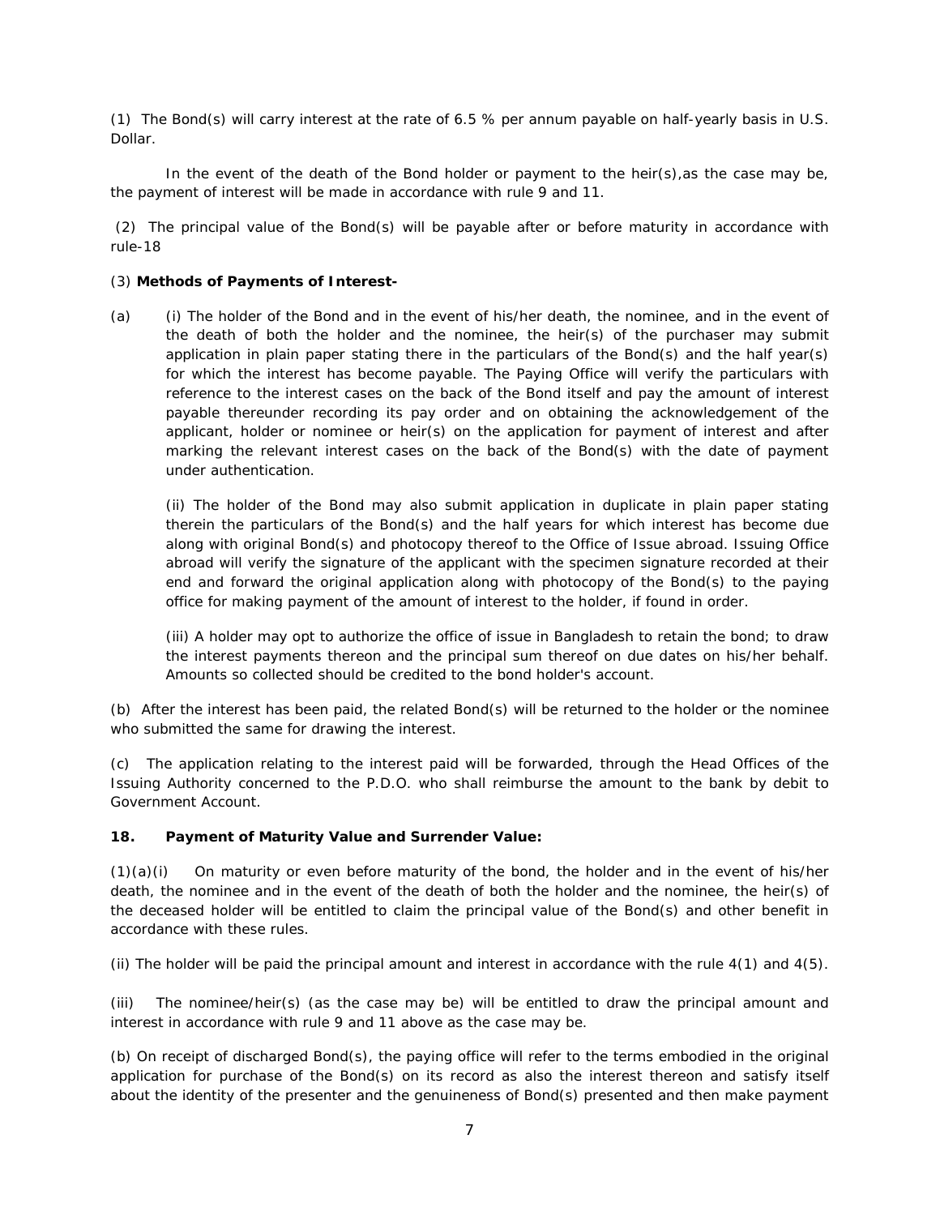(1) The Bond(s) will carry interest at the rate of 6.5 % per annum payable on half-yearly basis in U.S. Dollar.

In the event of the death of the Bond holder or payment to the heir(s),as the case may be, the payment of interest will be made in accordance with rule 9 and 11.

(2) The principal value of the Bond(s) will be payable after or before maturity in accordance with rule-18

(3) **Methods of Payments of Interest-**

(a) (i) The holder of the Bond and in the event of his/her death, the nominee, and in the event of the death of both the holder and the nominee, the heir(s) of the purchaser may submit application in plain paper stating there in the particulars of the Bond(s) and the half year(s) for which the interest has become payable. The Paying Office will verify the particulars with reference to the interest cases on the back of the Bond itself and pay the amount of interest payable thereunder recording its pay order and on obtaining the acknowledgement of the applicant, holder or nominee or heir(s) on the application for payment of interest and after marking the relevant interest cases on the back of the Bond(s) with the date of payment under authentication.

(ii) The holder of the Bond may also submit application in duplicate in plain paper stating therein the particulars of the Bond(s) and the half years for which interest has become due along with original Bond(s) and photocopy thereof to the Office of Issue abroad. Issuing Office abroad will verify the signature of the applicant with the specimen signature recorded at their end and forward the original application along with photocopy of the Bond(s) to the paying office for making payment of the amount of interest to the holder, if found in order.

(iii) A holder may opt to authorize the office of issue in Bangladesh to retain the bond; to draw the interest payments thereon and the principal sum thereof on due dates on his/her behalf. Amounts so collected should be credited to the bond holder's account.

(b) After the interest has been paid, the related Bond(s) will be returned to the holder or the nominee who submitted the same for drawing the interest.

(c) The application relating to the interest paid will be forwarded, through the Head Offices of the Issuing Authority concerned to the P.D.O. who shall reimburse the amount to the bank by debit to Government Account.

**18. Payment of Maturity Value and Surrender Value:**

(1)(a)(i) On maturity or even before maturity of the bond, the holder and in the event of his/her death, the nominee and in the event of the death of both the holder and the nominee, the heir(s) of the deceased holder will be entitled to claim the principal value of the Bond(s) and other benefit in accordance with these rules.

(ii) The holder will be paid the principal amount and interest in accordance with the rule 4(1) and 4(5).

(iii) The nominee/heir(s) (as the case may be) will be entitled to draw the principal amount and interest in accordance with rule 9 and 11 above as the case may be.

(b) On receipt of discharged Bond(s), the paying office will refer to the terms embodied in the original application for purchase of the Bond(s) on its record as also the interest thereon and satisfy itself about the identity of the presenter and the genuineness of Bond(s) presented and then make payment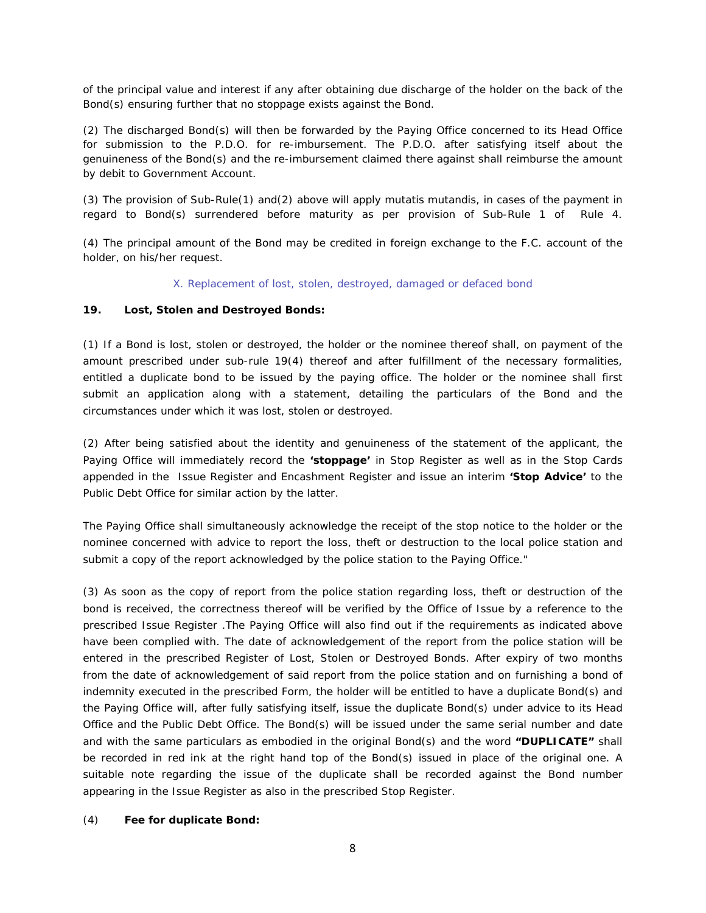of the principal value and interest if any after obtaining due discharge of the holder on the back of the Bond(s) ensuring further that no stoppage exists against the Bond.

(2) The discharged Bond(s) will then be forwarded by the Paying Office concerned to its Head Office for submission to the P.D.O. for re-imbursement. The P.D.O. after satisfying itself about the genuineness of the Bond(s) and the re-imbursement claimed there against shall reimburse the amount by debit to Government Account.

(3) The provision of Sub-Rule(1) and(2) above will apply mutatis mutandis, in cases of the payment in regard to Bond(s) surrendered before maturity as per provision of Sub-Rule 1 of Rule 4.

(4) The principal amount of the Bond may be credited in foreign exchange to the F.C. account of the holder, on his/her request.

## X. Replacement of lost, stolen, destroyed, damaged or defaced bond

**19. Lost, Stolen and Destroyed Bonds:**

(1) If a Bond is lost, stolen or destroyed, the holder or the nominee thereof shall, on payment of the amount prescribed under sub-rule 19(4) thereof and after fulfillment of the necessary formalities, entitled a duplicate bond to be issued by the paying office. The holder or the nominee shall first submit an application along with a statement, detailing the particulars of the Bond and the circumstances under which it was lost, stolen or destroyed.

(2) After being satisfied about the identity and genuineness of the statement of the applicant, the Paying Office will immediately record the **'stoppage'** in Stop Register as well as in the Stop Cards appended in the Issue Register and Encashment Register and issue an interim **'Stop Advice'** to the Public Debt Office for similar action by the latter.

The Paying Office shall simultaneously acknowledge the receipt of the stop notice to the holder or the nominee concerned with advice to report the loss, theft or destruction to the local police station and submit a copy of the report acknowledged by the police station to the Paying Office."

(3) As soon as the copy of report from the police station regarding loss, theft or destruction of the bond is received, the correctness thereof will be verified by the Office of Issue by a reference to the prescribed Issue Register .The Paying Office will also find out if the requirements as indicated above have been complied with. The date of acknowledgement of the report from the police station will be entered in the prescribed Register of Lost, Stolen or Destroyed Bonds. After expiry of two months from the date of acknowledgement of said report from the police station and on furnishing a bond of indemnity executed in the prescribed Form, the holder will be entitled to have a duplicate Bond(s) and the Paying Office will, after fully satisfying itself, issue the duplicate Bond(s) under advice to its Head Office and the Public Debt Office. The Bond(s) will be issued under the same serial number and date and with the same particulars as embodied in the original Bond(s) and the word **"DUPLICATE"** shall be recorded in red ink at the right hand top of the Bond(s) issued in place of the original one. A suitable note regarding the issue of the duplicate shall be recorded against the Bond number appearing in the Issue Register as also in the prescribed Stop Register.

(4) **Fee for duplicate Bond:**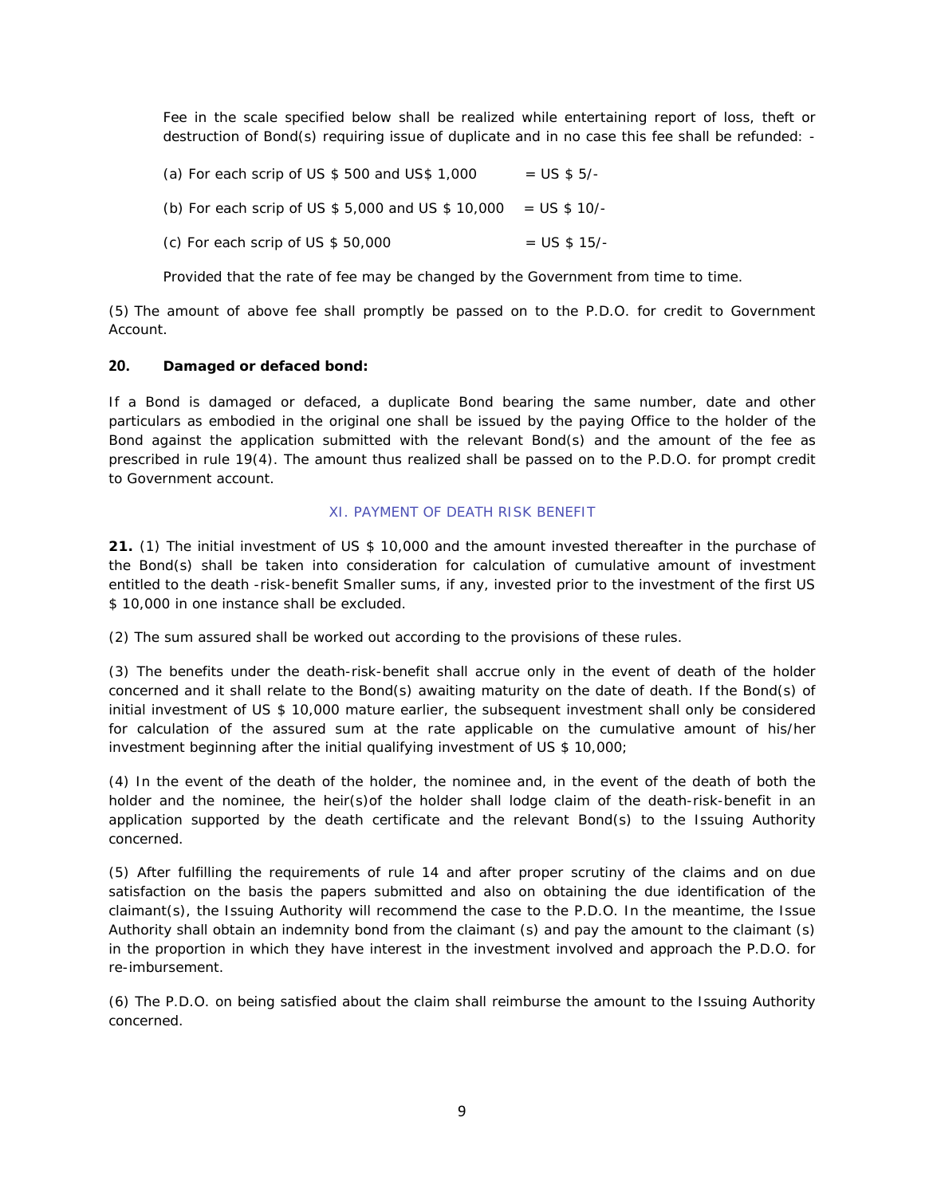Fee in the scale specified below shall be realized while entertaining report of loss, theft or destruction of Bond(s) requiring issue of duplicate and in no case this fee shall be refunded: -

(a) For each scrip of US $ 500 and US$ 1,000 = US $ 5/-

(b) For each scrip of US $ 5,000 and US $ 10,000 = US $ 10/-

(c) For each scrip of US $ 50,000 = US $ 15/-

Provided that the rate of fee may be changed by the Government from time to time.

(5) The amount of above fee shall promptly be passed on to the P.D.O. for credit to Government Account.

**20. Damaged or defaced bond:**

If a Bond is damaged or defaced, a duplicate Bond bearing the same number, date and other particulars as embodied in the original one shall be issued by the paying Office to the holder of the Bond against the application submitted with the relevant Bond(s) and the amount of the fee as prescribed in rule 19(4). The amount thus realized shall be passed on to the P.D.O. for prompt credit to Government account.

## XI. PAYMENT OF DEATH RISK BENEFIT

**21.** (1) The initial investment of US $ 10,000 and the amount invested thereafter in the purchase of the Bond(s) shall be taken into consideration for calculation of cumulative amount of investment entitled to the death -risk-benefit Smaller sums, if any, invested prior to the investment of the first US $ 10,000 in one instance shall be excluded.

(2) The sum assured shall be worked out according to the provisions of these rules.

(3) The benefits under the death-risk-benefit shall accrue only in the event of death of the holder concerned and it shall relate to the Bond(s) awaiting maturity on the date of death. If the Bond(s) of initial investment of US $ 10,000 mature earlier, the subsequent investment shall only be considered for calculation of the assured sum at the rate applicable on the cumulative amount of his/her investment beginning after the initial qualifying investment of US $ 10,000;

(4) In the event of the death of the holder, the nominee and, in the event of the death of both the holder and the nominee, the heir(s)of the holder shall lodge claim of the death-risk-benefit in an application supported by the death certificate and the relevant Bond(s) to the Issuing Authority concerned.

(5) After fulfilling the requirements of rule 14 and after proper scrutiny of the claims and on due satisfaction on the basis the papers submitted and also on obtaining the due identification of the claimant(s), the Issuing Authority will recommend the case to the P.D.O. In the meantime, the Issue Authority shall obtain an indemnity bond from the claimant (s) and pay the amount to the claimant (s) in the proportion in which they have interest in the investment involved and approach the P.D.O. for re-imbursement.

(6) The P.D.O. on being satisfied about the claim shall reimburse the amount to the Issuing Authority concerned.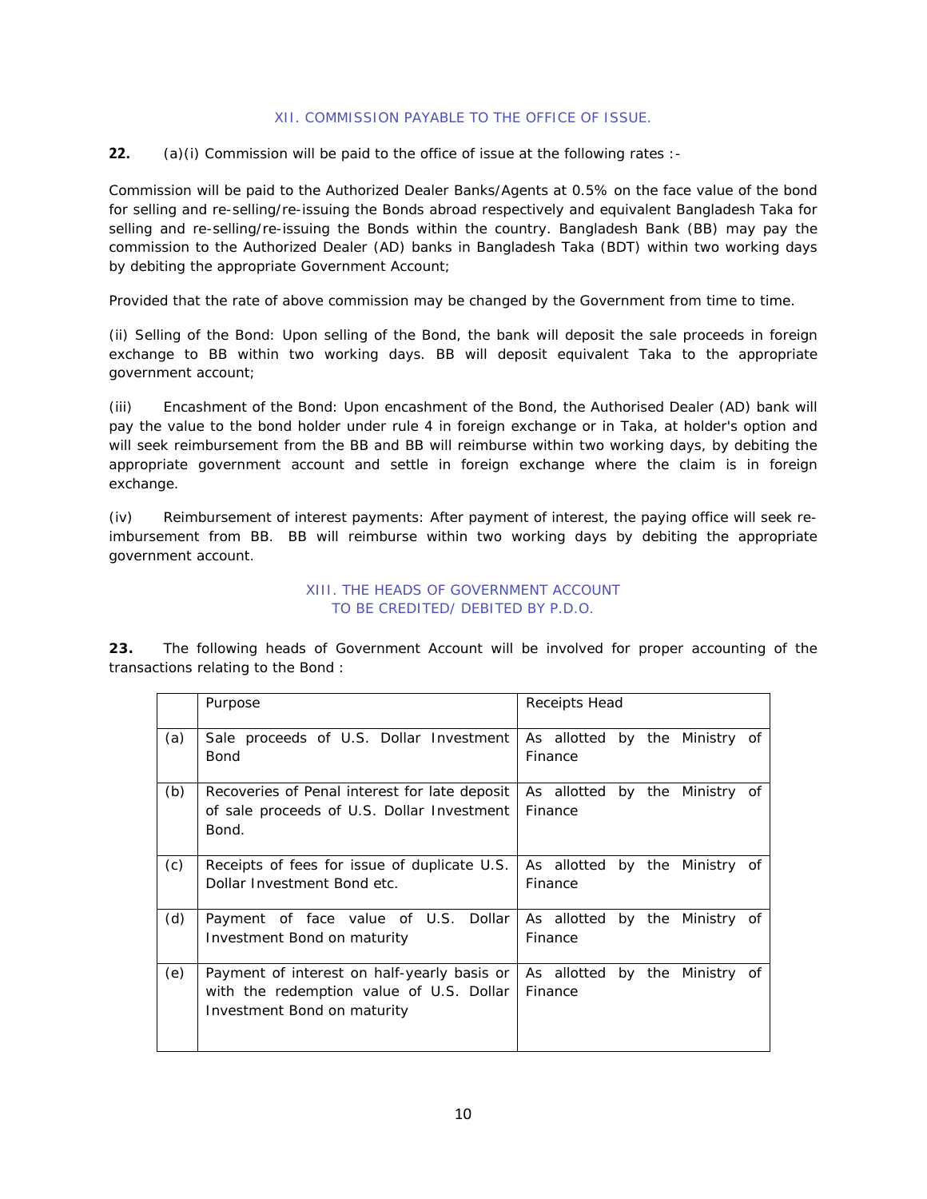## XII. COMMISSION PAYABLE TO THE OFFICE OF ISSUE.

**22.** (a)(i) Commission will be paid to the office of issue at the following rates :-

Commission will be paid to the Authorized Dealer Banks/Agents at 0.5% on the face value of the bond for selling and re-selling/re-issuing the Bonds abroad respectively and equivalent Bangladesh Taka for selling and re-selling/re-issuing the Bonds within the country. Bangladesh Bank (BB) may pay the commission to the Authorized Dealer (AD) banks in Bangladesh Taka (BDT) within two working days by debiting the appropriate Government Account;

Provided that the rate of above commission may be changed by the Government from time to time.

(ii) Selling of the Bond: Upon selling of the Bond, the bank will deposit the sale proceeds in foreign exchange to BB within two working days. BB will deposit equivalent Taka to the appropriate government account;

(iii) Encashment of the Bond: Upon encashment of the Bond, the Authorised Dealer (AD) bank will pay the value to the bond holder under rule 4 in foreign exchange or in Taka, at holder's option and will seek reimbursement from the BB and BB will reimburse within two working days, by debiting the appropriate government account and settle in foreign exchange where the claim is in foreign exchange.

(iv) Reimbursement of interest payments: After payment of interest, the paying office will seek re-imbursement from BB. BB will reimburse within two working days by debiting the appropriate government account.

## XIII. THE HEADS OF GOVERNMENT ACCOUNT TO BE CREDITED/ DEBITED BY P.D.O.

**23.** The following heads of Government Account will be involved for proper accounting of the transactions relating to the Bond :

| | Purpose | Receipts Head |
|---|---|---|
| (a) | Sale proceeds of U.S. Dollar Investment Bond | As allotted by the Ministry of Finance |
| (b) | Recoveries of Penal interest for late deposit of sale proceeds of U.S. Dollar Investment Bond. | As allotted by the Ministry of Finance |
| (c) | Receipts of fees for issue of duplicate U.S. Dollar Investment Bond etc. | As allotted by the Ministry of Finance |
| (d) | Payment of face value of U.S. Dollar Investment Bond on maturity | As allotted by the Ministry of Finance |
| (e) | Payment of interest on half-yearly basis or with the redemption value of U.S. Dollar Investment Bond on maturity | As allotted by the Ministry of Finance |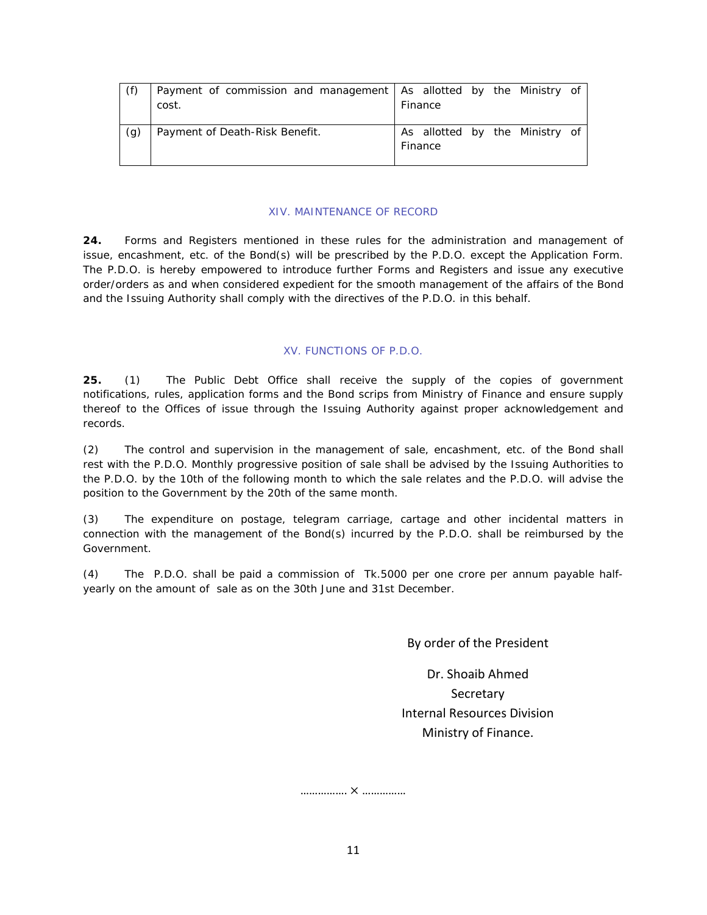| (f) | Payment of commission and management cost. | As allotted by the Ministry of Finance |
|---|---|---|
| (g) | Payment of Death-Risk Benefit. | As allotted by the Ministry of Finance |

## XIV. MAINTENANCE OF RECORD

**24.** Forms and Registers mentioned in these rules for the administration and management of issue, encashment, etc. of the Bond(s) will be prescribed by the P.D.O. except the Application Form. The P.D.O. is hereby empowered to introduce further Forms and Registers and issue any executive order/orders as and when considered expedient for the smooth management of the affairs of the Bond and the Issuing Authority shall comply with the directives of the P.D.O. in this behalf.

## XV. FUNCTIONS OF P.D.O.

**25.** (1) The Public Debt Office shall receive the supply of the copies of government notifications, rules, application forms and the Bond scrips from Ministry of Finance and ensure supply thereof to the Offices of issue through the Issuing Authority against proper acknowledgement and records.

(2) The control and supervision in the management of sale, encashment, etc. of the Bond shall rest with the P.D.O. Monthly progressive position of sale shall be advised by the Issuing Authorities to the P.D.O. by the 10th of the following month to which the sale relates and the P.D.O. will advise the position to the Government by the 20th of the same month.

(3) The expenditure on postage, telegram carriage, cartage and other incidental matters in connection with the management of the Bond(s) incurred by the P.D.O. shall be reimbursed by the Government.

(4) The P.D.O. shall be paid a commission of Tk.5000 per one crore per annum payable half-yearly on the amount of sale as on the 30th June and 31st December.

By order of the President

Dr. Shoaib Ahmed
Secretary
Internal Resources Division
Ministry of Finance.

……………. × ……………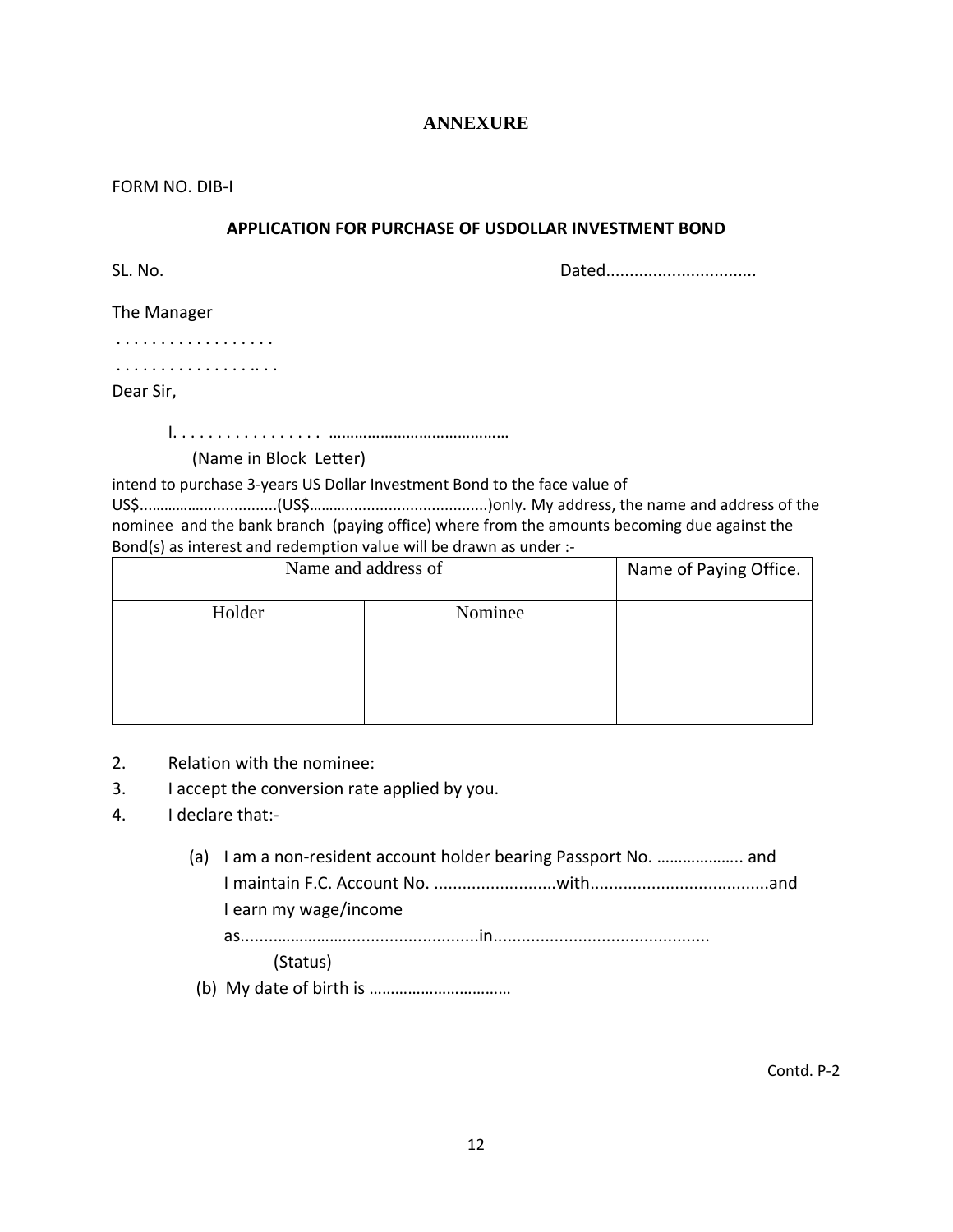# ANNEXURE

FORM NO. DIB-I

## APPLICATION FOR PURCHASE OF USDOLLAR INVESTMENT BOND

SL. No. Dated...............................

The Manager

. . . . . . . . . . . . . . . . .

. . . . . . . . . . . . . . . .. . .

Dear Sir,

I. . . . . . . . . . . . . . . . . .........................................

(Name in Block Letter)

intend to purchase 3-years US Dollar Investment Bond to the face value of US$...............................(US$.........................................)only. My address, the name and address of the nominee and the bank branch (paying office) where from the amounts becoming due against the Bond(s) as interest and redemption value will be drawn as under :-

| Name and address of | | Name of Paying Office. |
|---|---|---|
| Holder | Nominee | |
| | | |

2. Relation with the nominee:
3. I accept the conversion rate applied by you.
4. I declare that:-

   (a) I am a non-resident account holder bearing Passport No. ……………….. and I maintain F.C. Account No. ..........................with......................................and I earn my wage/income as..................................................in.............................................
   (Status)

   (b) My date of birth is ……………………………

Contd. P-2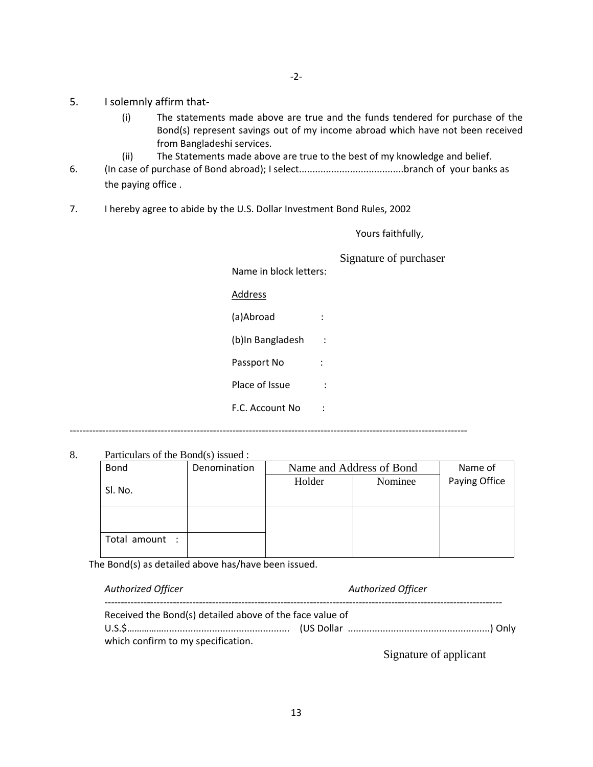-2-

5. I solemnly affirm that-
   - (i) The statements made above are true and the funds tendered for purchase of the Bond(s) represent savings out of my income abroad which have not been received from Bangladeshi services.
   - (ii) The Statements made above are true to the best of my knowledge and belief.

6. (In case of purchase of Bond abroad); I select.......................................branch of your banks as the paying office .

7. I hereby agree to abide by the U.S. Dollar Investment Bond Rules, 2002

Yours faithfully,

Signature of purchaser

Name in block letters:

Address

(a)Abroad :

(b)In Bangladesh :

Passport No :

Place of Issue :

F.C. Account No :

---

8. Particulars of the Bond(s) issued :

| Bond Sl. No. | Denomination | Name and Address of Bond | | Name of Paying Office |
|---|---|---|---|---|
| | | Holder | Nominee | |
| | | | | |
| Total amount : | | | | |

The Bond(s) as detailed above has/have been issued.

*Authorized Officer* *Authorized Officer*

---

Received the Bond(s) detailed above of the face value of U.S.$............................................................. (US Dollar ....................................................) Only which confirm to my specification.

Signature of applicant